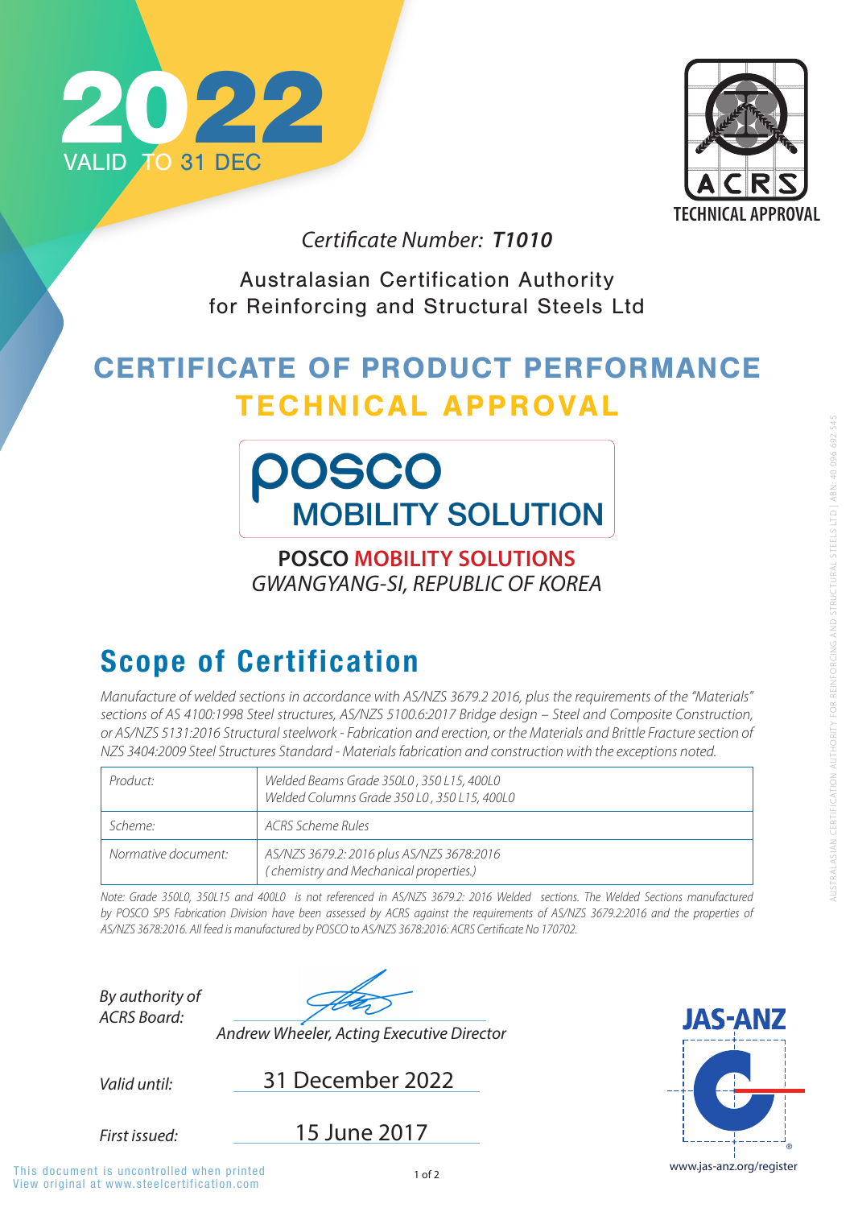2022 VALID TO 31 DEC

ACRS TECHNICAL APPROVAL

*Certificate Number:* ***T1010***

Australasian Certification Authority for Reinforcing and Structural Steels Ltd

# CERTIFICATE OF PRODUCT PERFORMANCE

# TECHNICAL APPROVAL

posco MOBILITY SOLUTION

**POSCO MOBILITY SOLUTIONS**

*GWANGYANG-SI, REPUBLIC OF KOREA*

## Scope of Certification

*Manufacture of welded sections in accordance with AS/NZS 3679.2 2016, plus the requirements of the "Materials" sections of AS 4100:1998 Steel structures, AS/NZS 5100.6:2017 Bridge design – Steel and Composite Construction, or AS/NZS 5131:2016 Structural steelwork - Fabrication and erection, or the Materials and Brittle Fracture section of NZS 3404:2009 Steel Structures Standard - Materials fabrication and construction with the exceptions noted.*

| Product: | Welded Beams Grade 350L0 , 350 L15, 400L0<br>Welded Columns Grade 350 L0 , 350 L15, 400L0 |
|---|---|
| Scheme: | ACRS Scheme Rules |
| Normative document: | AS/NZS 3679.2: 2016 plus AS/NZS 3678:2016<br>( chemistry and Mechanical properties.) |

*Note: Grade 350L0, 350L15 and 400L0 is not referenced in AS/NZS 3679.2: 2016 Welded sections. The Welded Sections manufactured by POSCO SPS Fabrication Division have been assessed by ACRS against the requirements of AS/NZS 3679.2:2016 and the properties of AS/NZS 3678:2016. All feed is manufactured by POSCO to AS/NZS 3678:2016: ACRS Certificate No 170702.*

*By authority of ACRS Board:*

*Andrew Wheeler, Acting Executive Director*

*Valid until:* 31 December 2022

*First issued:* 15 June 2017

JAS-ANZ www.jas-anz.org/register

This document is uncontrolled when printed
View original at www.steelcertification.com

AUSTRALASIAN CERTIFICATION AUTHORITY FOR REINFORCING AND STRUCTURAL STEELS LTD | ABN: 40 096 692 545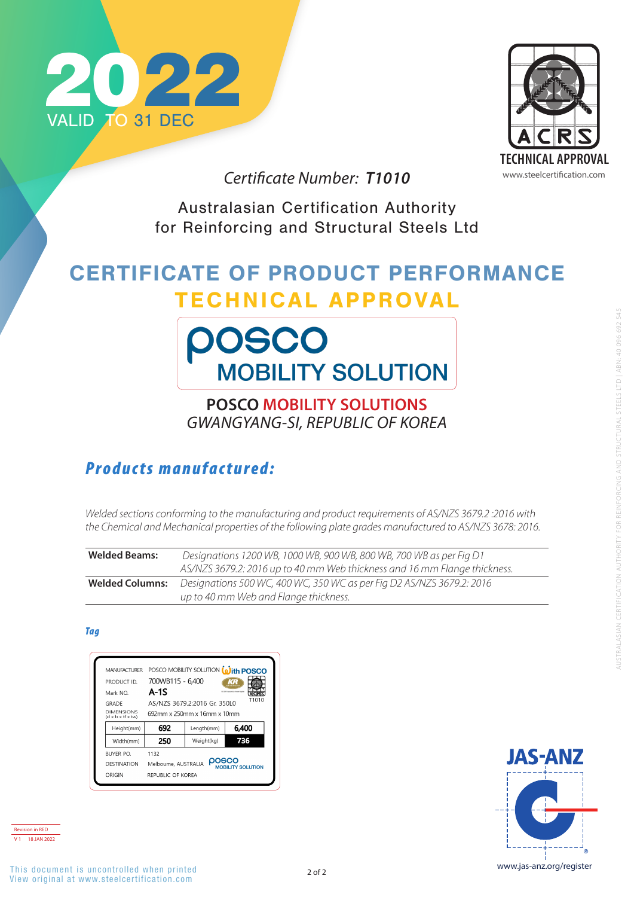2022
VALID TO 31 DEC

ACRS
TECHNICAL APPROVAL
www.steelcertification.com

*Certificate Number:* ***T1010***

Australasian Certification Authority
for Reinforcing and Structural Steels Ltd

# CERTIFICATE OF PRODUCT PERFORMANCE
## TECHNICAL APPROVAL

posco
MOBILITY SOLUTION

**POSCO MOBILITY SOLUTIONS**
*GWANGYANG-SI, REPUBLIC OF KOREA*

## *Products manufactured:*

*Welded sections conforming to the manufacturing and product requirements of AS/NZS 3679.2 :2016 with the Chemical and Mechanical properties of the following plate grades manufactured to AS/NZS 3678: 2016.*

| | |
|---|---|
| **Welded Beams:** | *Designations 1200 WB, 1000 WB, 900 WB, 800 WB, 700 WB as per Fig D1 AS/NZS 3679.2: 2016 up to 40 mm Web thickness and 16 mm Flange thickness.* |
| **Welded Columns:** | *Designations 500 WC, 400 WC, 350 WC as per Fig D2 AS/NZS 3679.2: 2016 up to 40 mm Web and Flange thickness.* |

***Tag***

| | | | |
|---|---|---|---|
| MANUFACTURER | POSCO MOBILITY SOLUTION With POSCO | | |
| PRODUCT ID. | 700WB115 - 6,400 | | |
| Mark NO. | A-1S | | T1010 |
| GRADE | AS/NZS 3679.2:2016 Gr. 350L0 | | |
| DIMENSIONS (d x b x tf x tw) | 692mm x 250mm x 16mm x 10mm | | |
| Height(mm) | 692 | Length(mm) | 6,400 |
| Width(mm) | 250 | Weight(kg) | 736 |
| BUYER PO. | 1132 | | |
| DESTINATION | Melbourne, AUSTRALIA | posco MOBILITY SOLUTION | |
| ORIGIN | REPUBLIC OF KOREA | | |

Revision in RED
V1 18 JAN 2022

This document is uncontrolled when printed
View original at www.steelcertification.com

JAS-ANZ
www.jas-anz.org/register

AUSTRALASIAN CERTIFICATION AUTHORITY FOR REINFORCING AND STRUCTURAL STEELS LTD | ABN: 40 096 692 545